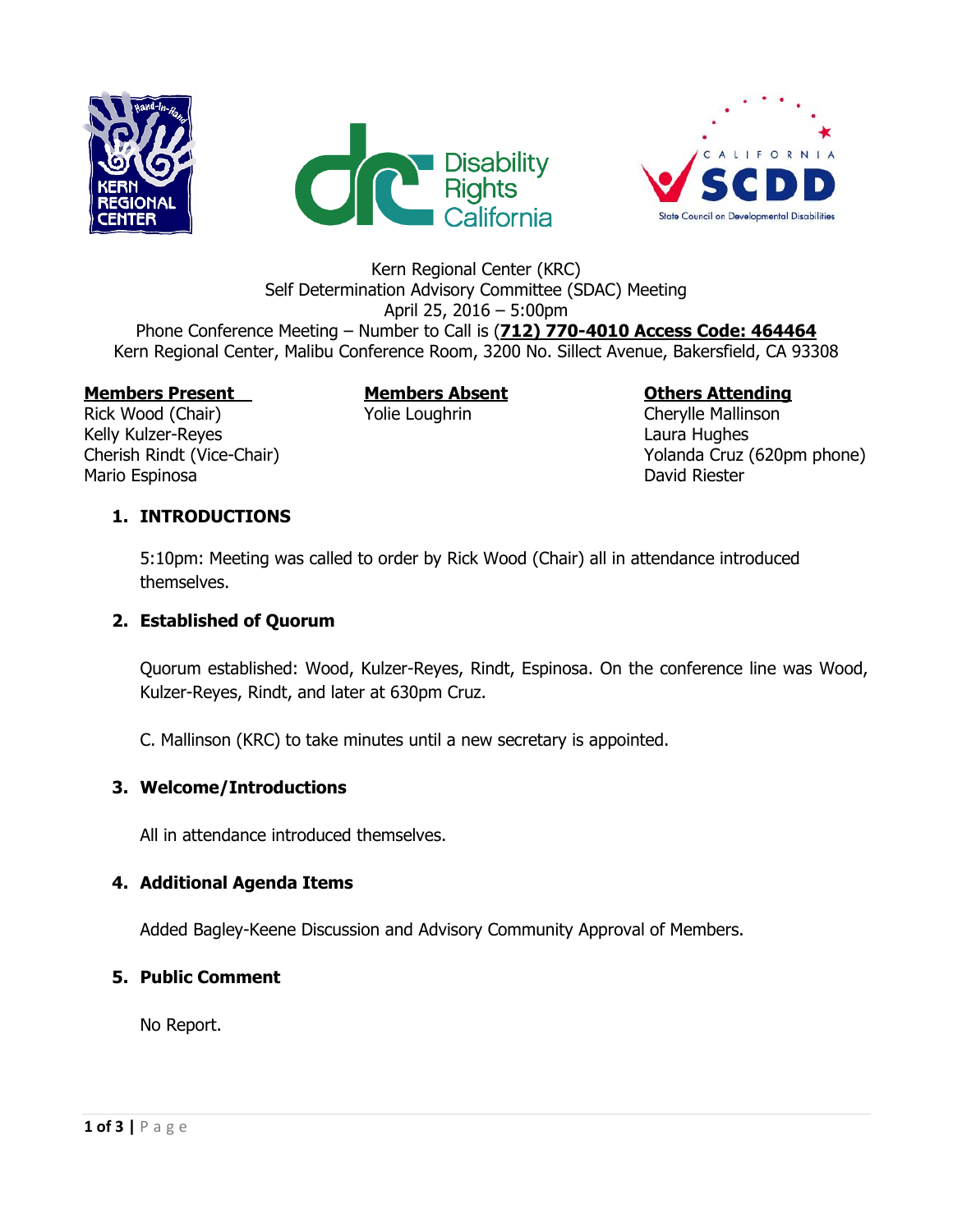Kern Regional Center (KRC)
Self Determination Advisory Committee (SDAC) Meeting
April 25, 2016 – 5:00pm
Phone Conference Meeting – Number to Call is (**712) 770-4010 Access Code: 464464**
Kern Regional Center, Malibu Conference Room, 3200 No. Sillect Avenue, Bakersfield, CA 93308

| **Members Present** | **Members Absent** | **Others Attending** |
|---|---|---|
| Rick Wood (Chair) | Yolie Loughrin | Cherylle Mallinson |
| Kelly Kulzer-Reyes | | Laura Hughes |
| Cherish Rindt (Vice-Chair) | | Yolanda Cruz (620pm phone) |
| Mario Espinosa | | David Riester |

## 1. INTRODUCTIONS

5:10pm: Meeting was called to order by Rick Wood (Chair) all in attendance introduced themselves.

## 2. Established of Quorum

Quorum established: Wood, Kulzer-Reyes, Rindt, Espinosa. On the conference line was Wood, Kulzer-Reyes, Rindt, and later at 630pm Cruz.

C. Mallinson (KRC) to take minutes until a new secretary is appointed.

## 3. Welcome/Introductions

All in attendance introduced themselves.

## 4. Additional Agenda Items

Added Bagley-Keene Discussion and Advisory Community Approval of Members.

## 5. Public Comment

No Report.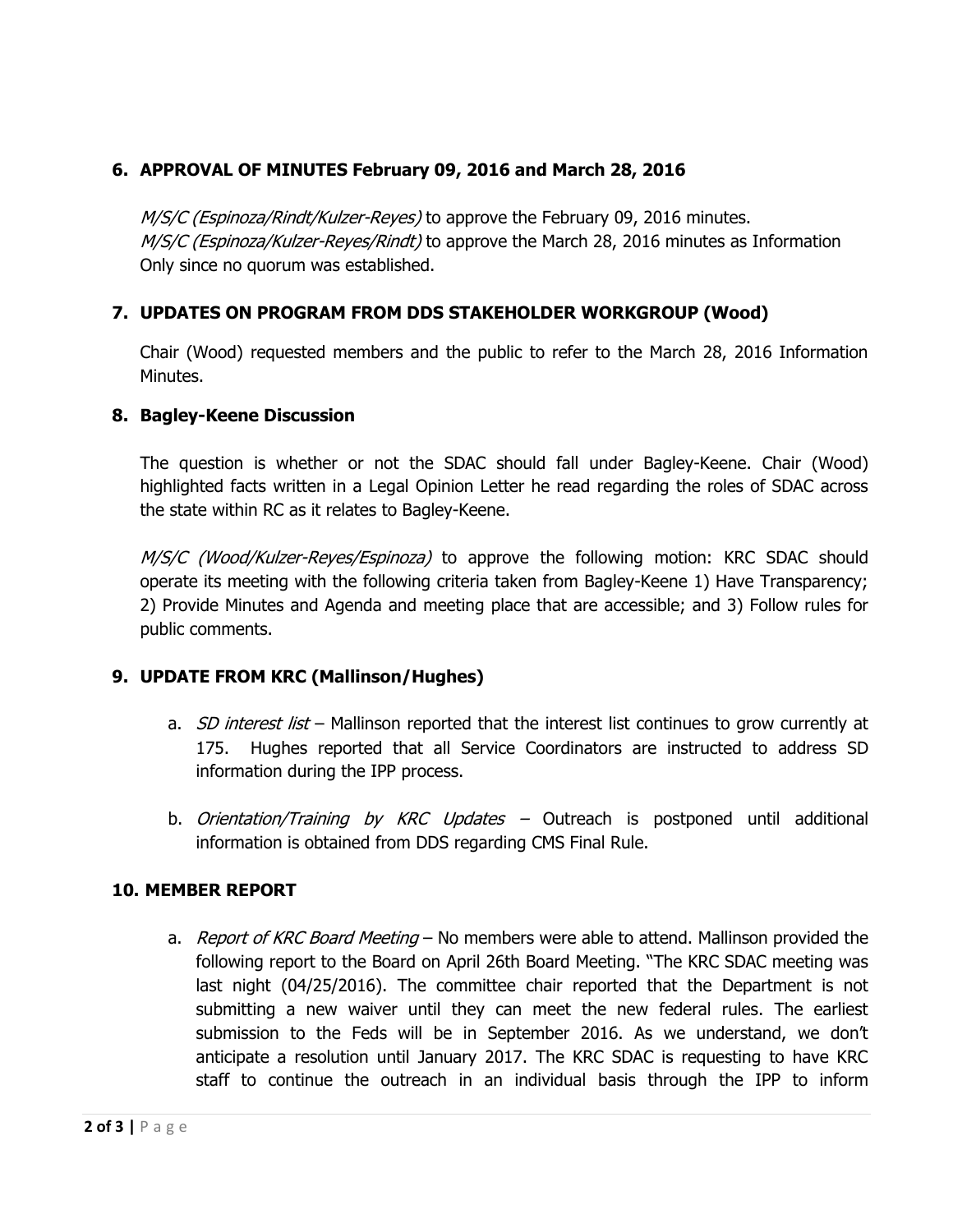## 6. APPROVAL OF MINUTES February 09, 2016 and March 28, 2016

*M/S/C (Espinoza/Rindt/Kulzer-Reyes)* to approve the February 09, 2016 minutes.
*M/S/C (Espinoza/Kulzer-Reyes/Rindt)* to approve the March 28, 2016 minutes as Information Only since no quorum was established.

## 7. UPDATES ON PROGRAM FROM DDS STAKEHOLDER WORKGROUP (Wood)

Chair (Wood) requested members and the public to refer to the March 28, 2016 Information Minutes.

## 8. Bagley-Keene Discussion

The question is whether or not the SDAC should fall under Bagley-Keene. Chair (Wood) highlighted facts written in a Legal Opinion Letter he read regarding the roles of SDAC across the state within RC as it relates to Bagley-Keene.

*M/S/C (Wood/Kulzer-Reyes/Espinoza)* to approve the following motion: KRC SDAC should operate its meeting with the following criteria taken from Bagley-Keene 1) Have Transparency; 2) Provide Minutes and Agenda and meeting place that are accessible; and 3) Follow rules for public comments.

## 9. UPDATE FROM KRC (Mallinson/Hughes)

a. *SD interest list* – Mallinson reported that the interest list continues to grow currently at 175. Hughes reported that all Service Coordinators are instructed to address SD information during the IPP process.

b. *Orientation/Training by KRC Updates* – Outreach is postponed until additional information is obtained from DDS regarding CMS Final Rule.

## 10. MEMBER REPORT

a. *Report of KRC Board Meeting* – No members were able to attend. Mallinson provided the following report to the Board on April 26th Board Meeting. "The KRC SDAC meeting was last night (04/25/2016). The committee chair reported that the Department is not submitting a new waiver until they can meet the new federal rules. The earliest submission to the Feds will be in September 2016. As we understand, we don't anticipate a resolution until January 2017. The KRC SDAC is requesting to have KRC staff to continue the outreach in an individual basis through the IPP to inform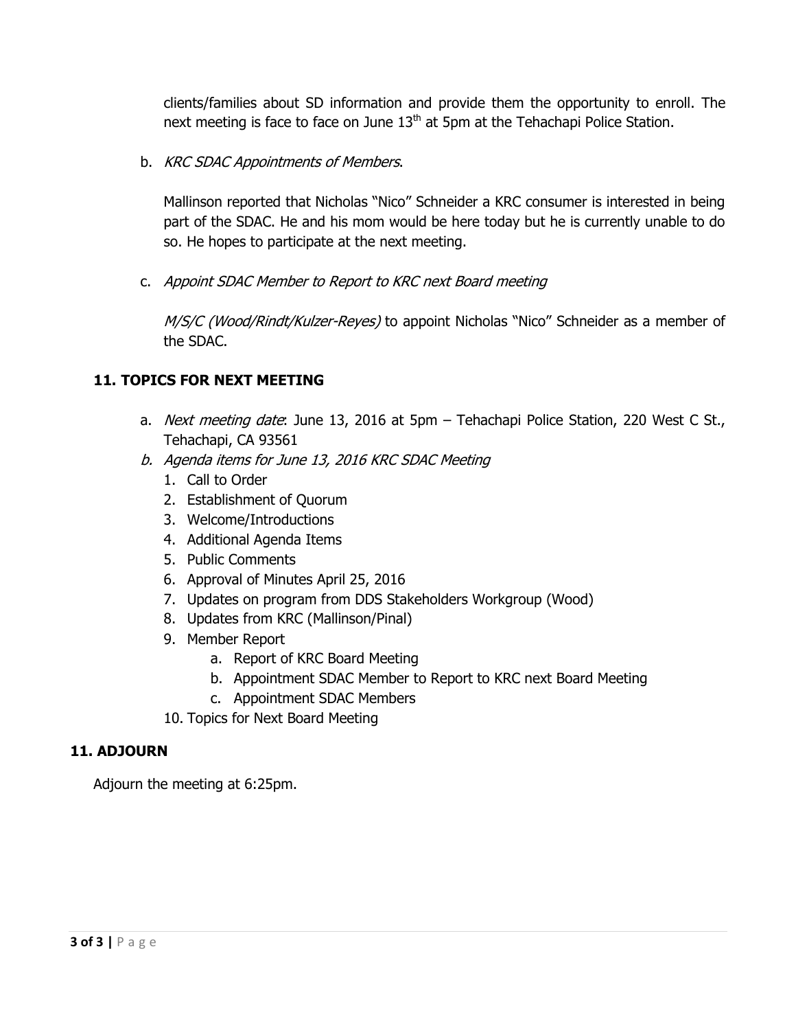clients/families about SD information and provide them the opportunity to enroll. The next meeting is face to face on June 13th at 5pm at the Tehachapi Police Station.

b. *KRC SDAC Appointments of Members*.

Mallinson reported that Nicholas "Nico" Schneider a KRC consumer is interested in being part of the SDAC. He and his mom would be here today but he is currently unable to do so. He hopes to participate at the next meeting.

c. *Appoint SDAC Member to Report to KRC next Board meeting*

*M/S/C (Wood/Rindt/Kulzer-Reyes)* to appoint Nicholas "Nico" Schneider as a member of the SDAC.

## 11. TOPICS FOR NEXT MEETING

a. *Next meeting date*: June 13, 2016 at 5pm – Tehachapi Police Station, 220 West C St., Tehachapi, CA 93561

b. *Agenda items for June 13, 2016 KRC SDAC Meeting*
   1. Call to Order
   2. Establishment of Quorum
   3. Welcome/Introductions
   4. Additional Agenda Items
   5. Public Comments
   6. Approval of Minutes April 25, 2016
   7. Updates on program from DDS Stakeholders Workgroup (Wood)
   8. Updates from KRC (Mallinson/Pinal)
   9. Member Report
      a. Report of KRC Board Meeting
      b. Appointment SDAC Member to Report to KRC next Board Meeting
      c. Appointment SDAC Members
   10. Topics for Next Board Meeting

## 11. ADJOURN

Adjourn the meeting at 6:25pm.